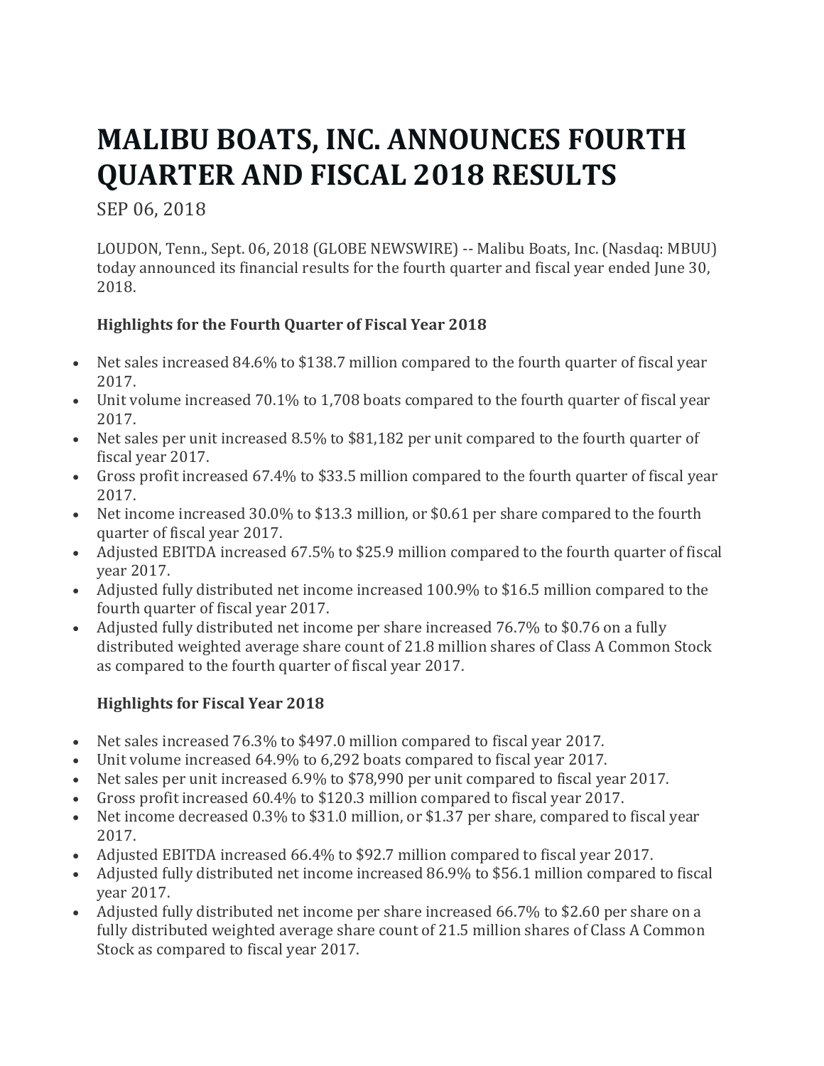# MALIBU BOATS, INC. ANNOUNCES FOURTH QUARTER AND FISCAL 2018 RESULTS

SEP 06, 2018

LOUDON, Tenn., Sept. 06, 2018 (GLOBE NEWSWIRE) -- Malibu Boats, Inc. (Nasdaq: MBUU) today announced its financial results for the fourth quarter and fiscal year ended June 30, 2018.

### Highlights for the Fourth Quarter of Fiscal Year 2018

- Net sales increased 84.6% to $138.7 million compared to the fourth quarter of fiscal year 2017.
- Unit volume increased 70.1% to 1,708 boats compared to the fourth quarter of fiscal year 2017.
- Net sales per unit increased 8.5% to $81,182 per unit compared to the fourth quarter of fiscal year 2017.
- Gross profit increased 67.4% to $33.5 million compared to the fourth quarter of fiscal year 2017.
- Net income increased 30.0% to $13.3 million, or $0.61 per share compared to the fourth quarter of fiscal year 2017.
- Adjusted EBITDA increased 67.5% to $25.9 million compared to the fourth quarter of fiscal year 2017.
- Adjusted fully distributed net income increased 100.9% to $16.5 million compared to the fourth quarter of fiscal year 2017.
- Adjusted fully distributed net income per share increased 76.7% to $0.76 on a fully distributed weighted average share count of 21.8 million shares of Class A Common Stock as compared to the fourth quarter of fiscal year 2017.

### Highlights for Fiscal Year 2018

- Net sales increased 76.3% to $497.0 million compared to fiscal year 2017.
- Unit volume increased 64.9% to 6,292 boats compared to fiscal year 2017.
- Net sales per unit increased 6.9% to $78,990 per unit compared to fiscal year 2017.
- Gross profit increased 60.4% to $120.3 million compared to fiscal year 2017.
- Net income decreased 0.3% to $31.0 million, or $1.37 per share, compared to fiscal year 2017.
- Adjusted EBITDA increased 66.4% to $92.7 million compared to fiscal year 2017.
- Adjusted fully distributed net income increased 86.9% to $56.1 million compared to fiscal year 2017.
- Adjusted fully distributed net income per share increased 66.7% to $2.60 per share on a fully distributed weighted average share count of 21.5 million shares of Class A Common Stock as compared to fiscal year 2017.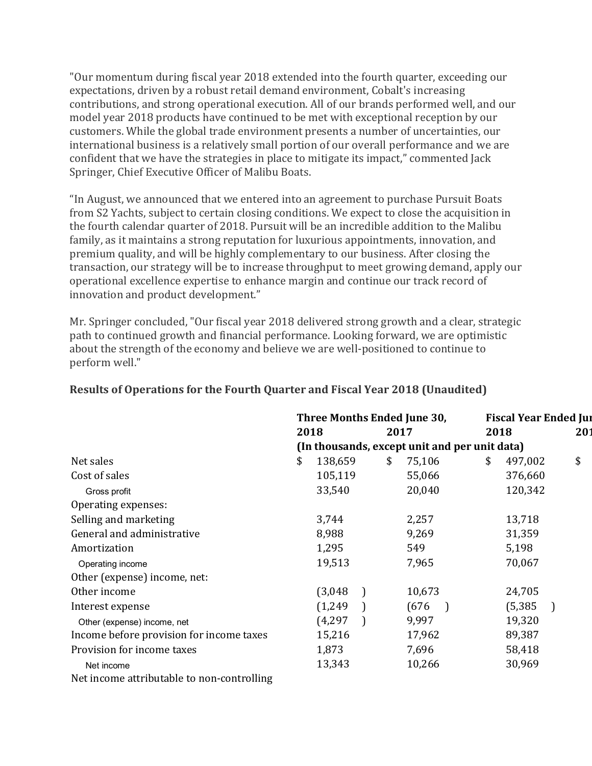"Our momentum during fiscal year 2018 extended into the fourth quarter, exceeding our expectations, driven by a robust retail demand environment, Cobalt's increasing contributions, and strong operational execution. All of our brands performed well, and our model year 2018 products have continued to be met with exceptional reception by our customers. While the global trade environment presents a number of uncertainties, our international business is a relatively small portion of our overall performance and we are confident that we have the strategies in place to mitigate its impact," commented Jack Springer, Chief Executive Officer of Malibu Boats.

"In August, we announced that we entered into an agreement to purchase Pursuit Boats from S2 Yachts, subject to certain closing conditions. We expect to close the acquisition in the fourth calendar quarter of 2018. Pursuit will be an incredible addition to the Malibu family, as it maintains a strong reputation for luxurious appointments, innovation, and premium quality, and will be highly complementary to our business. After closing the transaction, our strategy will be to increase throughput to meet growing demand, apply our operational excellence expertise to enhance margin and continue our track record of innovation and product development."

Mr. Springer concluded, "Our fiscal year 2018 delivered strong growth and a clear, strategic path to continued growth and financial performance. Looking forward, we are optimistic about the strength of the economy and believe we are well-positioned to continue to perform well."

### Results of Operations for the Fourth Quarter and Fiscal Year 2018 (Unaudited)

| | Three Months Ended June 30, | | Fiscal Year Ended Jur | |
|---|---|---|---|---|
| | 2018 | 2017 | 2018 | 201 |
| | (In thousands, except unit and per unit data) | | | |
| Net sales | $ 138,659 | $ 75,106 | $ 497,002 | $ |
| Cost of sales | 105,119 | 55,066 | 376,660 | |
| Gross profit | 33,540 | 20,040 | 120,342 | |
| Operating expenses: | | | | |
| Selling and marketing | 3,744 | 2,257 | 13,718 | |
| General and administrative | 8,988 | 9,269 | 31,359 | |
| Amortization | 1,295 | 549 | 5,198 | |
| Operating income | 19,513 | 7,965 | 70,067 | |
| Other (expense) income, net: | | | | |
| Other income | (3,048 ) | 10,673 | 24,705 | |
| Interest expense | (1,249 ) | (676 ) | (5,385 ) | |
| Other (expense) income, net | (4,297 ) | 9,997 | 19,320 | |
| Income before provision for income taxes | 15,216 | 17,962 | 89,387 | |
| Provision for income taxes | 1,873 | 7,696 | 58,418 | |
| Net income | 13,343 | 10,266 | 30,969 | |
| Net income attributable to non-controlling | | | | |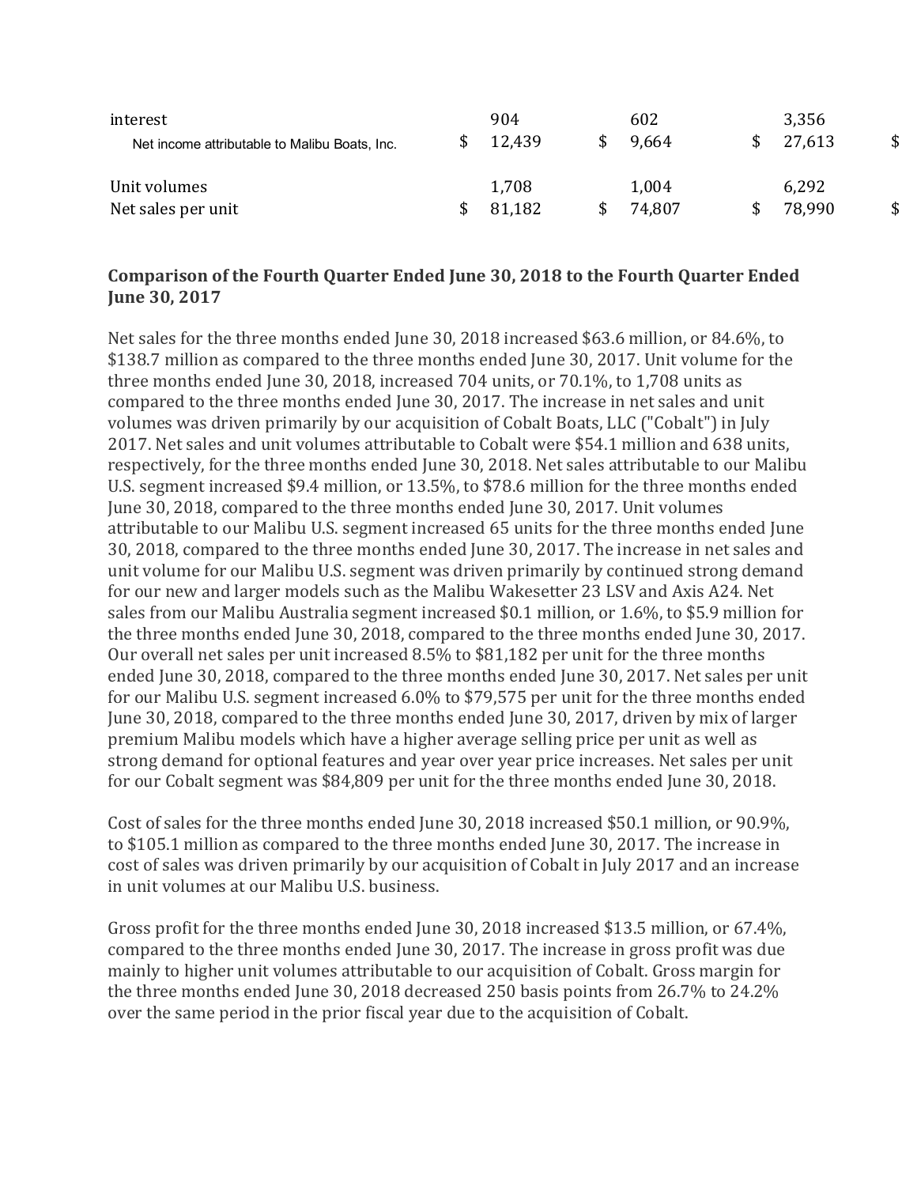| | | | | | | | |
|---|---|---|---|---|---|---|---|
| interest | | 904 | | 602 | | 3,356 | |
| Net income attributable to Malibu Boats, Inc. | $ | 12,439 | $ | 9,664 | $ | 27,613 | $ |
| | | | | | | | |
| Unit volumes | | 1,708 | | 1,004 | | 6,292 | |
| Net sales per unit | $ | 81,182 | $ | 74,807 | $ | 78,990 | $ |

**Comparison of the Fourth Quarter Ended June 30, 2018 to the Fourth Quarter Ended June 30, 2017**

Net sales for the three months ended June 30, 2018 increased $63.6 million, or 84.6%, to $138.7 million as compared to the three months ended June 30, 2017. Unit volume for the three months ended June 30, 2018, increased 704 units, or 70.1%, to 1,708 units as compared to the three months ended June 30, 2017. The increase in net sales and unit volumes was driven primarily by our acquisition of Cobalt Boats, LLC ("Cobalt") in July 2017. Net sales and unit volumes attributable to Cobalt were $54.1 million and 638 units, respectively, for the three months ended June 30, 2018. Net sales attributable to our Malibu U.S. segment increased $9.4 million, or 13.5%, to $78.6 million for the three months ended June 30, 2018, compared to the three months ended June 30, 2017. Unit volumes attributable to our Malibu U.S. segment increased 65 units for the three months ended June 30, 2018, compared to the three months ended June 30, 2017. The increase in net sales and unit volume for our Malibu U.S. segment was driven primarily by continued strong demand for our new and larger models such as the Malibu Wakesetter 23 LSV and Axis A24. Net sales from our Malibu Australia segment increased $0.1 million, or 1.6%, to $5.9 million for the three months ended June 30, 2018, compared to the three months ended June 30, 2017. Our overall net sales per unit increased 8.5% to $81,182 per unit for the three months ended June 30, 2018, compared to the three months ended June 30, 2017. Net sales per unit for our Malibu U.S. segment increased 6.0% to $79,575 per unit for the three months ended June 30, 2018, compared to the three months ended June 30, 2017, driven by mix of larger premium Malibu models which have a higher average selling price per unit as well as strong demand for optional features and year over year price increases. Net sales per unit for our Cobalt segment was $84,809 per unit for the three months ended June 30, 2018.

Cost of sales for the three months ended June 30, 2018 increased $50.1 million, or 90.9%, to $105.1 million as compared to the three months ended June 30, 2017. The increase in cost of sales was driven primarily by our acquisition of Cobalt in July 2017 and an increase in unit volumes at our Malibu U.S. business.

Gross profit for the three months ended June 30, 2018 increased $13.5 million, or 67.4%, compared to the three months ended June 30, 2017. The increase in gross profit was due mainly to higher unit volumes attributable to our acquisition of Cobalt. Gross margin for the three months ended June 30, 2018 decreased 250 basis points from 26.7% to 24.2% over the same period in the prior fiscal year due to the acquisition of Cobalt.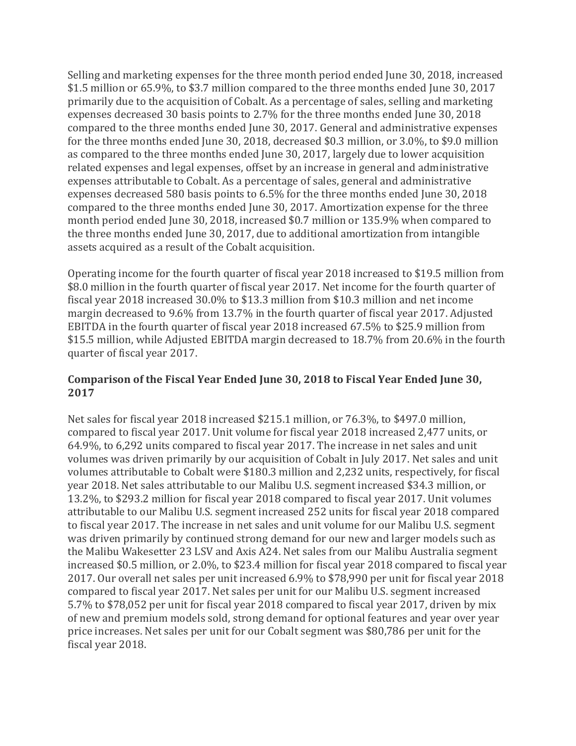Selling and marketing expenses for the three month period ended June 30, 2018, increased $1.5 million or 65.9%, to $3.7 million compared to the three months ended June 30, 2017 primarily due to the acquisition of Cobalt. As a percentage of sales, selling and marketing expenses decreased 30 basis points to 2.7% for the three months ended June 30, 2018 compared to the three months ended June 30, 2017. General and administrative expenses for the three months ended June 30, 2018, decreased $0.3 million, or 3.0%, to $9.0 million as compared to the three months ended June 30, 2017, largely due to lower acquisition related expenses and legal expenses, offset by an increase in general and administrative expenses attributable to Cobalt. As a percentage of sales, general and administrative expenses decreased 580 basis points to 6.5% for the three months ended June 30, 2018 compared to the three months ended June 30, 2017. Amortization expense for the three month period ended June 30, 2018, increased $0.7 million or 135.9% when compared to the three months ended June 30, 2017, due to additional amortization from intangible assets acquired as a result of the Cobalt acquisition.

Operating income for the fourth quarter of fiscal year 2018 increased to $19.5 million from $8.0 million in the fourth quarter of fiscal year 2017. Net income for the fourth quarter of fiscal year 2018 increased 30.0% to $13.3 million from $10.3 million and net income margin decreased to 9.6% from 13.7% in the fourth quarter of fiscal year 2017. Adjusted EBITDA in the fourth quarter of fiscal year 2018 increased 67.5% to $25.9 million from $15.5 million, while Adjusted EBITDA margin decreased to 18.7% from 20.6% in the fourth quarter of fiscal year 2017.

**Comparison of the Fiscal Year Ended June 30, 2018 to Fiscal Year Ended June 30, 2017**

Net sales for fiscal year 2018 increased $215.1 million, or 76.3%, to $497.0 million, compared to fiscal year 2017. Unit volume for fiscal year 2018 increased 2,477 units, or 64.9%, to 6,292 units compared to fiscal year 2017. The increase in net sales and unit volumes was driven primarily by our acquisition of Cobalt in July 2017. Net sales and unit volumes attributable to Cobalt were $180.3 million and 2,232 units, respectively, for fiscal year 2018. Net sales attributable to our Malibu U.S. segment increased $34.3 million, or 13.2%, to $293.2 million for fiscal year 2018 compared to fiscal year 2017. Unit volumes attributable to our Malibu U.S. segment increased 252 units for fiscal year 2018 compared to fiscal year 2017. The increase in net sales and unit volume for our Malibu U.S. segment was driven primarily by continued strong demand for our new and larger models such as the Malibu Wakesetter 23 LSV and Axis A24. Net sales from our Malibu Australia segment increased $0.5 million, or 2.0%, to $23.4 million for fiscal year 2018 compared to fiscal year 2017. Our overall net sales per unit increased 6.9% to $78,990 per unit for fiscal year 2018 compared to fiscal year 2017. Net sales per unit for our Malibu U.S. segment increased 5.7% to $78,052 per unit for fiscal year 2018 compared to fiscal year 2017, driven by mix of new and premium models sold, strong demand for optional features and year over year price increases. Net sales per unit for our Cobalt segment was $80,786 per unit for the fiscal year 2018.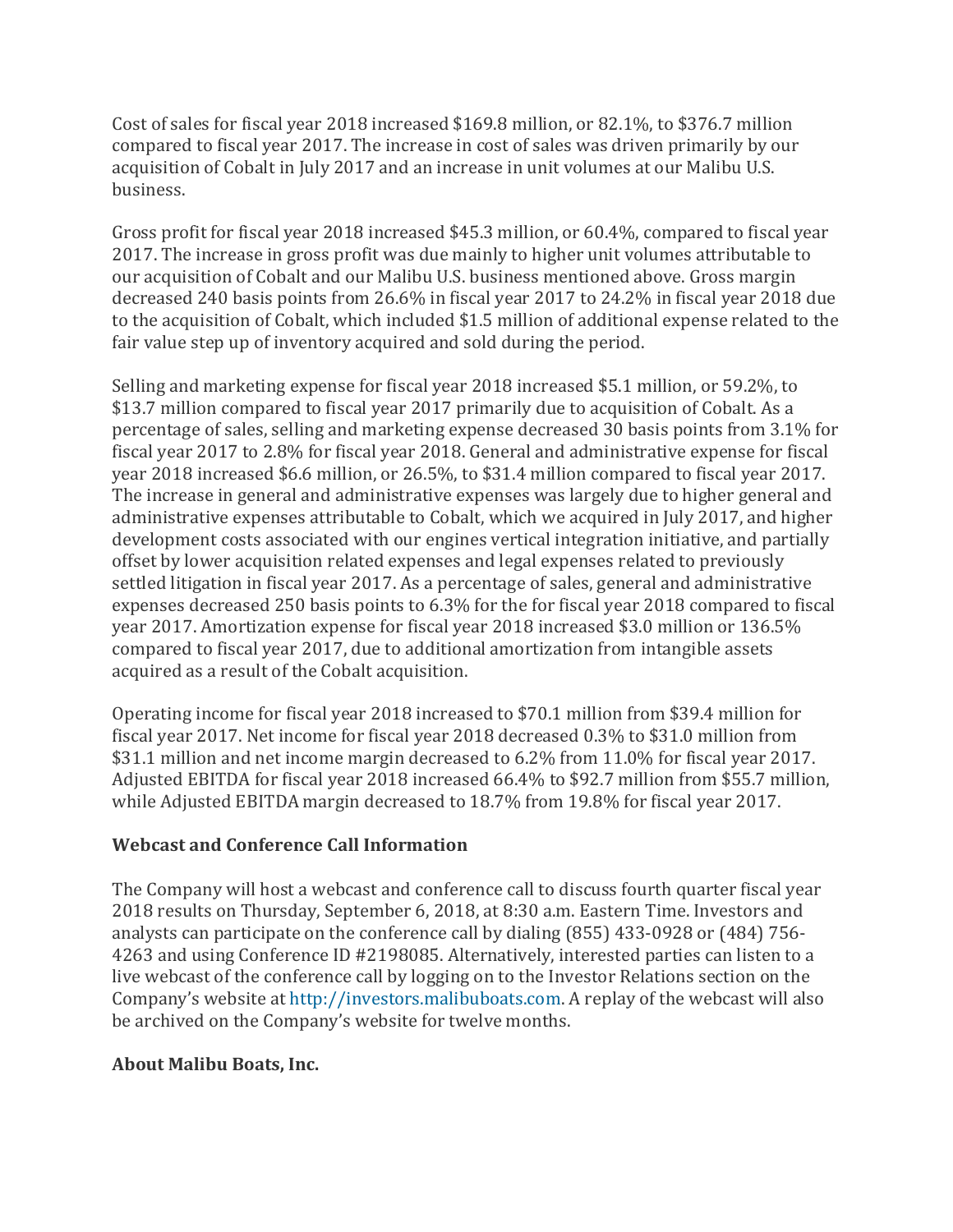Cost of sales for fiscal year 2018 increased $169.8 million, or 82.1%, to $376.7 million compared to fiscal year 2017. The increase in cost of sales was driven primarily by our acquisition of Cobalt in July 2017 and an increase in unit volumes at our Malibu U.S. business.

Gross profit for fiscal year 2018 increased $45.3 million, or 60.4%, compared to fiscal year 2017. The increase in gross profit was due mainly to higher unit volumes attributable to our acquisition of Cobalt and our Malibu U.S. business mentioned above. Gross margin decreased 240 basis points from 26.6% in fiscal year 2017 to 24.2% in fiscal year 2018 due to the acquisition of Cobalt, which included $1.5 million of additional expense related to the fair value step up of inventory acquired and sold during the period.

Selling and marketing expense for fiscal year 2018 increased $5.1 million, or 59.2%, to $13.7 million compared to fiscal year 2017 primarily due to acquisition of Cobalt. As a percentage of sales, selling and marketing expense decreased 30 basis points from 3.1% for fiscal year 2017 to 2.8% for fiscal year 2018. General and administrative expense for fiscal year 2018 increased $6.6 million, or 26.5%, to $31.4 million compared to fiscal year 2017. The increase in general and administrative expenses was largely due to higher general and administrative expenses attributable to Cobalt, which we acquired in July 2017, and higher development costs associated with our engines vertical integration initiative, and partially offset by lower acquisition related expenses and legal expenses related to previously settled litigation in fiscal year 2017. As a percentage of sales, general and administrative expenses decreased 250 basis points to 6.3% for the for fiscal year 2018 compared to fiscal year 2017. Amortization expense for fiscal year 2018 increased $3.0 million or 136.5% compared to fiscal year 2017, due to additional amortization from intangible assets acquired as a result of the Cobalt acquisition.

Operating income for fiscal year 2018 increased to $70.1 million from $39.4 million for fiscal year 2017. Net income for fiscal year 2018 decreased 0.3% to $31.0 million from $31.1 million and net income margin decreased to 6.2% from 11.0% for fiscal year 2017. Adjusted EBITDA for fiscal year 2018 increased 66.4% to $92.7 million from $55.7 million, while Adjusted EBITDA margin decreased to 18.7% from 19.8% for fiscal year 2017.

**Webcast and Conference Call Information**

The Company will host a webcast and conference call to discuss fourth quarter fiscal year 2018 results on Thursday, September 6, 2018, at 8:30 a.m. Eastern Time. Investors and analysts can participate on the conference call by dialing (855) 433-0928 or (484) 756-4263 and using Conference ID #2198085. Alternatively, interested parties can listen to a live webcast of the conference call by logging on to the Investor Relations section on the Company's website at http://investors.malibuboats.com. A replay of the webcast will also be archived on the Company's website for twelve months.

**About Malibu Boats, Inc.**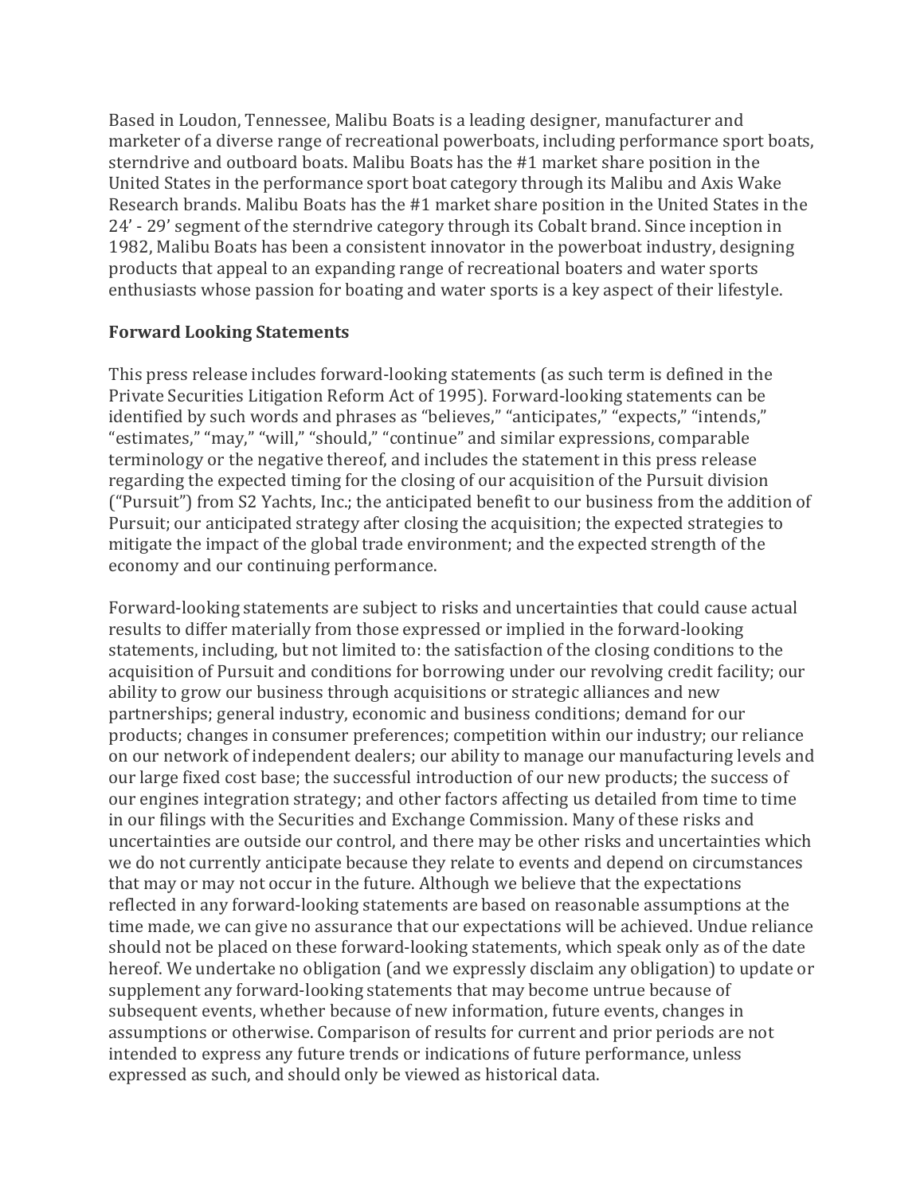Based in Loudon, Tennessee, Malibu Boats is a leading designer, manufacturer and marketer of a diverse range of recreational powerboats, including performance sport boats, sterndrive and outboard boats. Malibu Boats has the #1 market share position in the United States in the performance sport boat category through its Malibu and Axis Wake Research brands. Malibu Boats has the #1 market share position in the United States in the 24' - 29' segment of the sterndrive category through its Cobalt brand. Since inception in 1982, Malibu Boats has been a consistent innovator in the powerboat industry, designing products that appeal to an expanding range of recreational boaters and water sports enthusiasts whose passion for boating and water sports is a key aspect of their lifestyle.

**Forward Looking Statements**

This press release includes forward-looking statements (as such term is defined in the Private Securities Litigation Reform Act of 1995). Forward-looking statements can be identified by such words and phrases as "believes," "anticipates," "expects," "intends," "estimates," "may," "will," "should," "continue" and similar expressions, comparable terminology or the negative thereof, and includes the statement in this press release regarding the expected timing for the closing of our acquisition of the Pursuit division ("Pursuit") from S2 Yachts, Inc.; the anticipated benefit to our business from the addition of Pursuit; our anticipated strategy after closing the acquisition; the expected strategies to mitigate the impact of the global trade environment; and the expected strength of the economy and our continuing performance.

Forward-looking statements are subject to risks and uncertainties that could cause actual results to differ materially from those expressed or implied in the forward-looking statements, including, but not limited to: the satisfaction of the closing conditions to the acquisition of Pursuit and conditions for borrowing under our revolving credit facility; our ability to grow our business through acquisitions or strategic alliances and new partnerships; general industry, economic and business conditions; demand for our products; changes in consumer preferences; competition within our industry; our reliance on our network of independent dealers; our ability to manage our manufacturing levels and our large fixed cost base; the successful introduction of our new products; the success of our engines integration strategy; and other factors affecting us detailed from time to time in our filings with the Securities and Exchange Commission. Many of these risks and uncertainties are outside our control, and there may be other risks and uncertainties which we do not currently anticipate because they relate to events and depend on circumstances that may or may not occur in the future. Although we believe that the expectations reflected in any forward-looking statements are based on reasonable assumptions at the time made, we can give no assurance that our expectations will be achieved. Undue reliance should not be placed on these forward-looking statements, which speak only as of the date hereof. We undertake no obligation (and we expressly disclaim any obligation) to update or supplement any forward-looking statements that may become untrue because of subsequent events, whether because of new information, future events, changes in assumptions or otherwise. Comparison of results for current and prior periods are not intended to express any future trends or indications of future performance, unless expressed as such, and should only be viewed as historical data.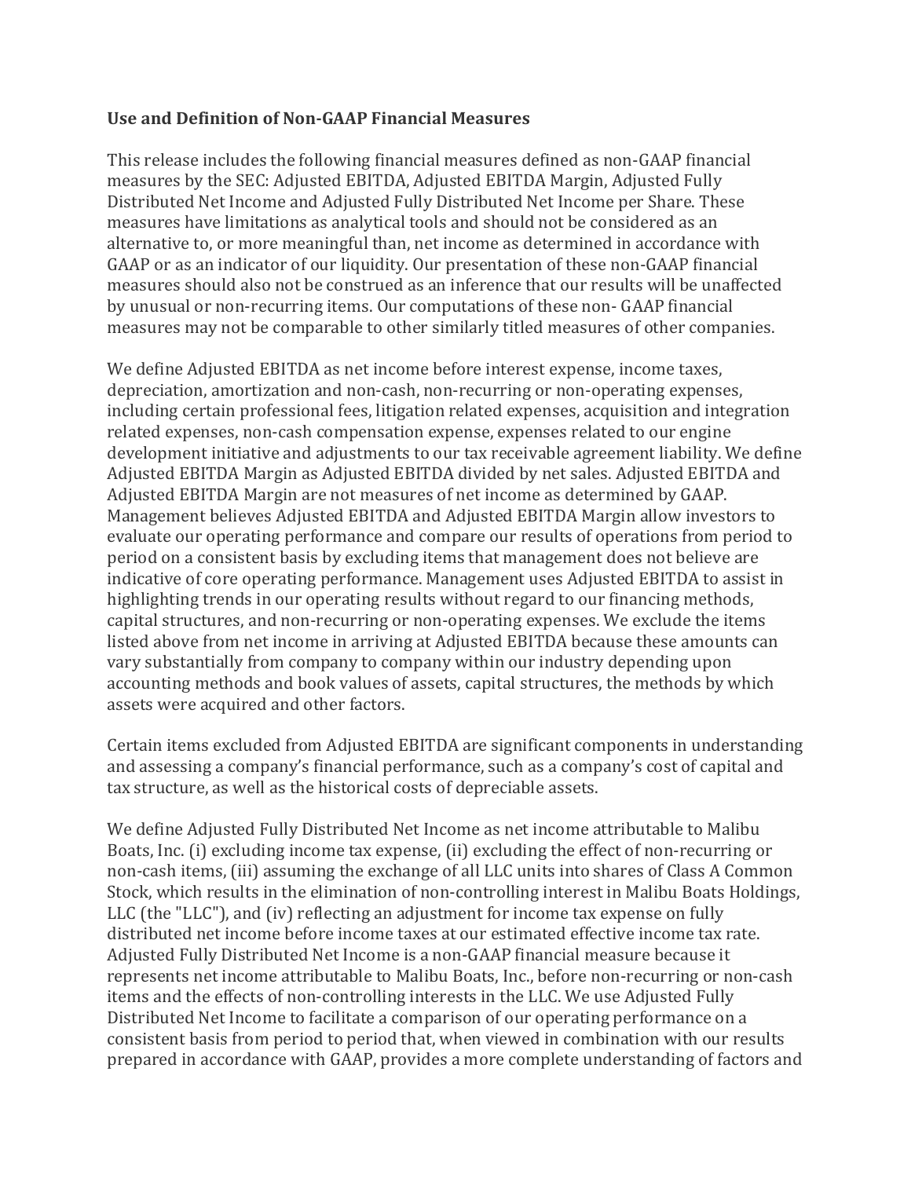**Use and Definition of Non-GAAP Financial Measures**

This release includes the following financial measures defined as non-GAAP financial measures by the SEC: Adjusted EBITDA, Adjusted EBITDA Margin, Adjusted Fully Distributed Net Income and Adjusted Fully Distributed Net Income per Share. These measures have limitations as analytical tools and should not be considered as an alternative to, or more meaningful than, net income as determined in accordance with GAAP or as an indicator of our liquidity. Our presentation of these non-GAAP financial measures should also not be construed as an inference that our results will be unaffected by unusual or non-recurring items. Our computations of these non- GAAP financial measures may not be comparable to other similarly titled measures of other companies.

We define Adjusted EBITDA as net income before interest expense, income taxes, depreciation, amortization and non-cash, non-recurring or non-operating expenses, including certain professional fees, litigation related expenses, acquisition and integration related expenses, non-cash compensation expense, expenses related to our engine development initiative and adjustments to our tax receivable agreement liability. We define Adjusted EBITDA Margin as Adjusted EBITDA divided by net sales. Adjusted EBITDA and Adjusted EBITDA Margin are not measures of net income as determined by GAAP. Management believes Adjusted EBITDA and Adjusted EBITDA Margin allow investors to evaluate our operating performance and compare our results of operations from period to period on a consistent basis by excluding items that management does not believe are indicative of core operating performance. Management uses Adjusted EBITDA to assist in highlighting trends in our operating results without regard to our financing methods, capital structures, and non-recurring or non-operating expenses. We exclude the items listed above from net income in arriving at Adjusted EBITDA because these amounts can vary substantially from company to company within our industry depending upon accounting methods and book values of assets, capital structures, the methods by which assets were acquired and other factors.

Certain items excluded from Adjusted EBITDA are significant components in understanding and assessing a company's financial performance, such as a company's cost of capital and tax structure, as well as the historical costs of depreciable assets.

We define Adjusted Fully Distributed Net Income as net income attributable to Malibu Boats, Inc. (i) excluding income tax expense, (ii) excluding the effect of non-recurring or non-cash items, (iii) assuming the exchange of all LLC units into shares of Class A Common Stock, which results in the elimination of non-controlling interest in Malibu Boats Holdings, LLC (the "LLC"), and (iv) reflecting an adjustment for income tax expense on fully distributed net income before income taxes at our estimated effective income tax rate. Adjusted Fully Distributed Net Income is a non-GAAP financial measure because it represents net income attributable to Malibu Boats, Inc., before non-recurring or non-cash items and the effects of non-controlling interests in the LLC. We use Adjusted Fully Distributed Net Income to facilitate a comparison of our operating performance on a consistent basis from period to period that, when viewed in combination with our results prepared in accordance with GAAP, provides a more complete understanding of factors and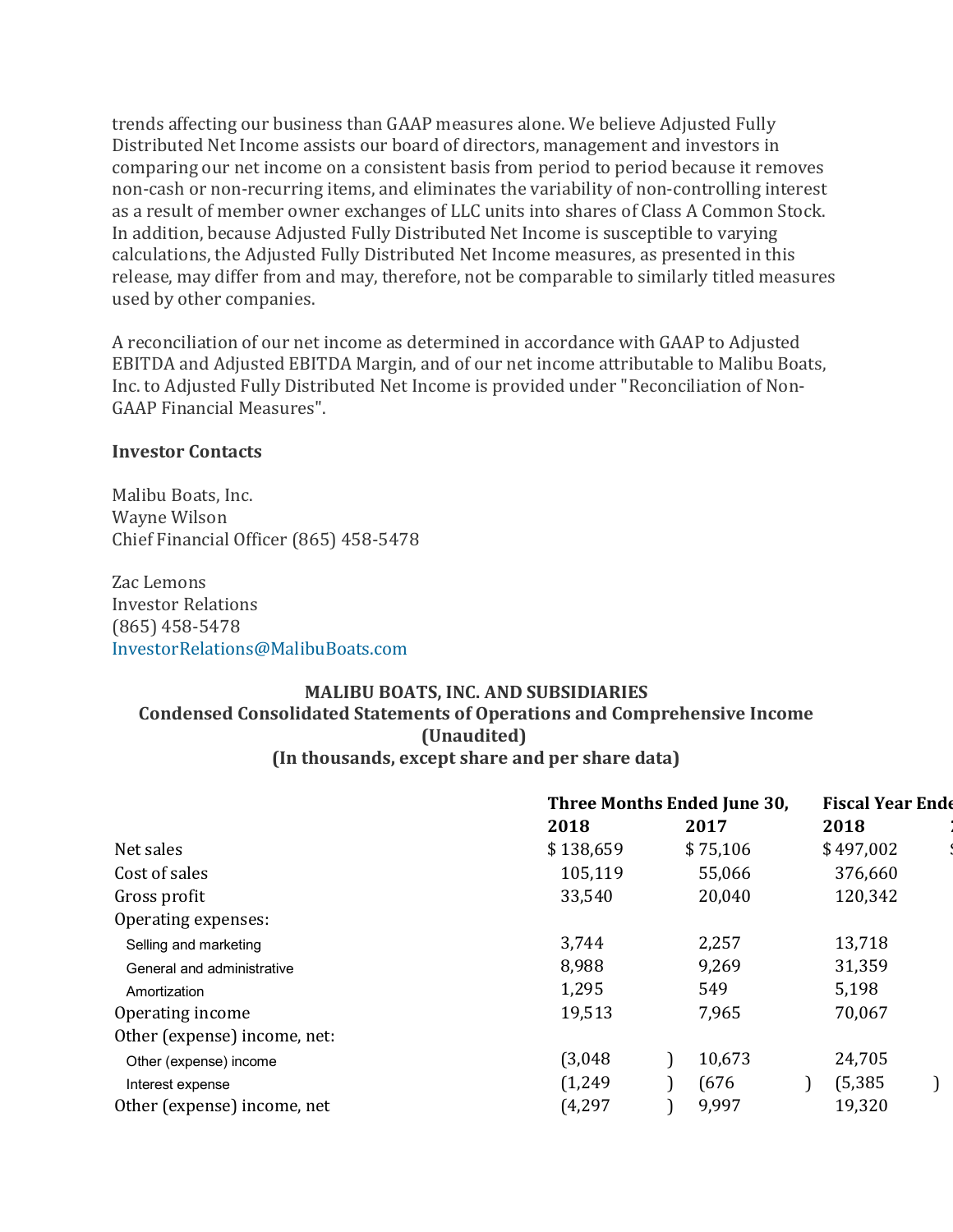trends affecting our business than GAAP measures alone. We believe Adjusted Fully Distributed Net Income assists our board of directors, management and investors in comparing our net income on a consistent basis from period to period because it removes non-cash or non-recurring items, and eliminates the variability of non-controlling interest as a result of member owner exchanges of LLC units into shares of Class A Common Stock. In addition, because Adjusted Fully Distributed Net Income is susceptible to varying calculations, the Adjusted Fully Distributed Net Income measures, as presented in this release, may differ from and may, therefore, not be comparable to similarly titled measures used by other companies.

A reconciliation of our net income as determined in accordance with GAAP to Adjusted EBITDA and Adjusted EBITDA Margin, and of our net income attributable to Malibu Boats, Inc. to Adjusted Fully Distributed Net Income is provided under "Reconciliation of Non-GAAP Financial Measures".

**Investor Contacts**

Malibu Boats, Inc.
Wayne Wilson
Chief Financial Officer (865) 458-5478

Zac Lemons
Investor Relations
(865) 458-5478
InvestorRelations@MalibuBoats.com

**MALIBU BOATS, INC. AND SUBSIDIARIES**
**Condensed Consolidated Statements of Operations and Comprehensive Income**
**(Unaudited)**
**(In thousands, except share and per share data)**

| | Three Months Ended June 30, | | Fiscal Year Ende |
|---|---|---|---|
| | 2018 | 2017 | 2018 |
| Net sales | $ 138,659 | $ 75,106 | $ 497,002 |
| Cost of sales | 105,119 | 55,066 | 376,660 |
| Gross profit | 33,540 | 20,040 | 120,342 |
| Operating expenses: | | | |
| Selling and marketing | 3,744 | 2,257 | 13,718 |
| General and administrative | 8,988 | 9,269 | 31,359 |
| Amortization | 1,295 | 549 | 5,198 |
| Operating income | 19,513 | 7,965 | 70,067 |
| Other (expense) income, net: | | | |
| Other (expense) income | (3,048) | 10,673 | 24,705 |
| Interest expense | (1,249) | (676) | (5,385) |
| Other (expense) income, net | (4,297) | 9,997 | 19,320 |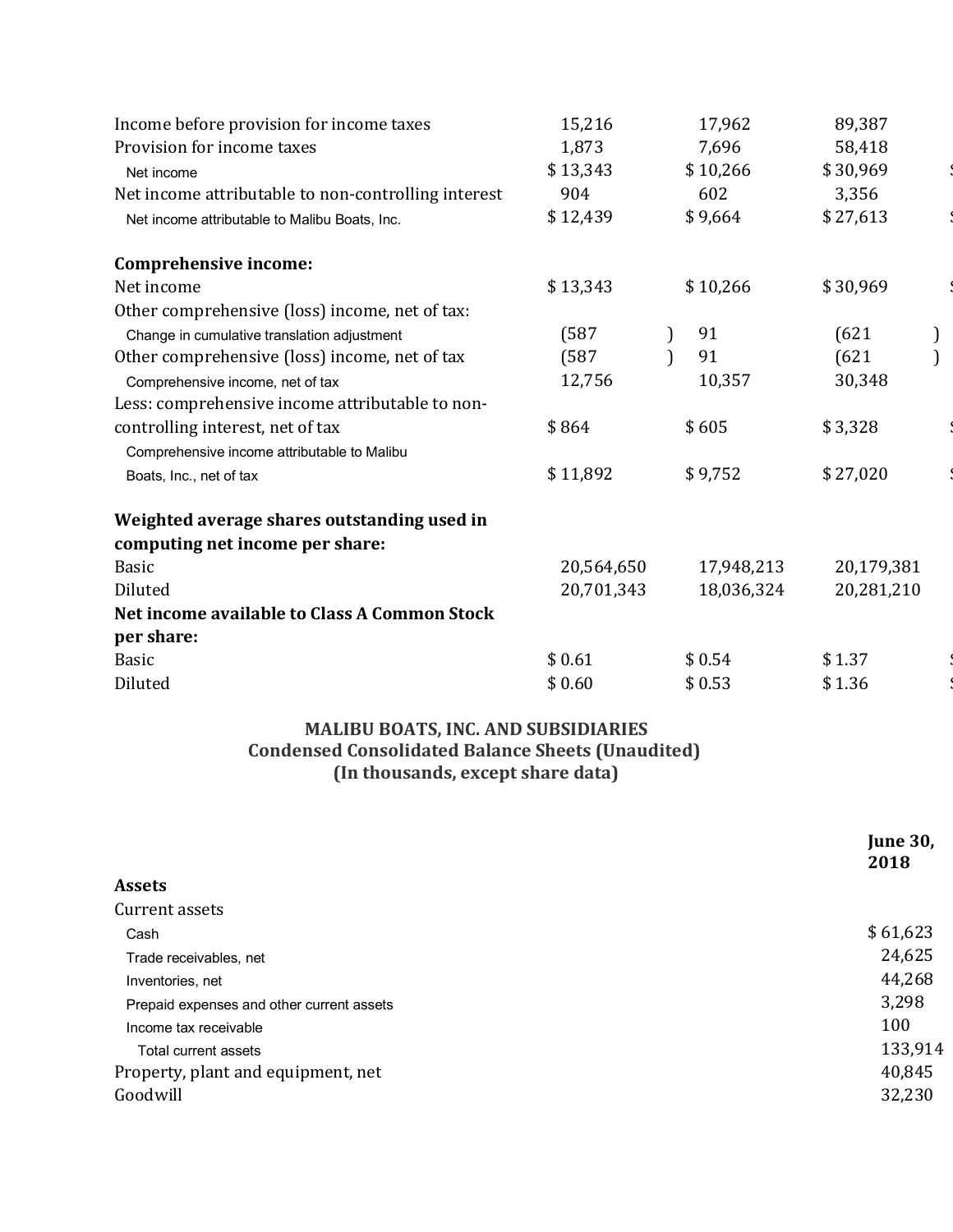| | | | |
|---|---|---|---|
| Income before provision for income taxes | 15,216 | 17,962 | 89,387 |
| Provision for income taxes | 1,873 | 7,696 | 58,418 |
| Net income | $ 13,343 | $ 10,266 | $ 30,969 |
| Net income attributable to non-controlling interest | 904 | 602 | 3,356 |
| Net income attributable to Malibu Boats, Inc. | $ 12,439 | $ 9,664 | $ 27,613 |
| | | | |
| **Comprehensive income:** | | | |
| Net income | $ 13,343 | $ 10,266 | $ 30,969 |
| Other comprehensive (loss) income, net of tax: | | | |
| Change in cumulative translation adjustment | (587 ) | 91 | (621 ) |
| Other comprehensive (loss) income, net of tax | (587 ) | 91 | (621 ) |
| Comprehensive income, net of tax | 12,756 | 10,357 | 30,348 |
| Less: comprehensive income attributable to non-controlling interest, net of tax | $ 864 | $ 605 | $ 3,328 |
| Comprehensive income attributable to Malibu Boats, Inc., net of tax | $ 11,892 | $ 9,752 | $ 27,020 |
| | | | |
| **Weighted average shares outstanding used in computing net income per share:** | | | |
| Basic | 20,564,650 | 17,948,213 | 20,179,381 |
| Diluted | 20,701,343 | 18,036,324 | 20,281,210 |
| **Net income available to Class A Common Stock per share:** | | | |
| Basic | $ 0.61 | $ 0.54 | $ 1.37 |
| Diluted | $ 0.60 | $ 0.53 | $ 1.36 |

## MALIBU BOATS, INC. AND SUBSIDIARIES
## Condensed Consolidated Balance Sheets (Unaudited)
## (In thousands, except share data)

| | June 30, 2018 |
|---|---|
| **Assets** | |
| Current assets | |
| Cash | $ 61,623 |
| Trade receivables, net | 24,625 |
| Inventories, net | 44,268 |
| Prepaid expenses and other current assets | 3,298 |
| Income tax receivable | 100 |
| Total current assets | 133,914 |
| Property, plant and equipment, net | 40,845 |
| Goodwill | 32,230 |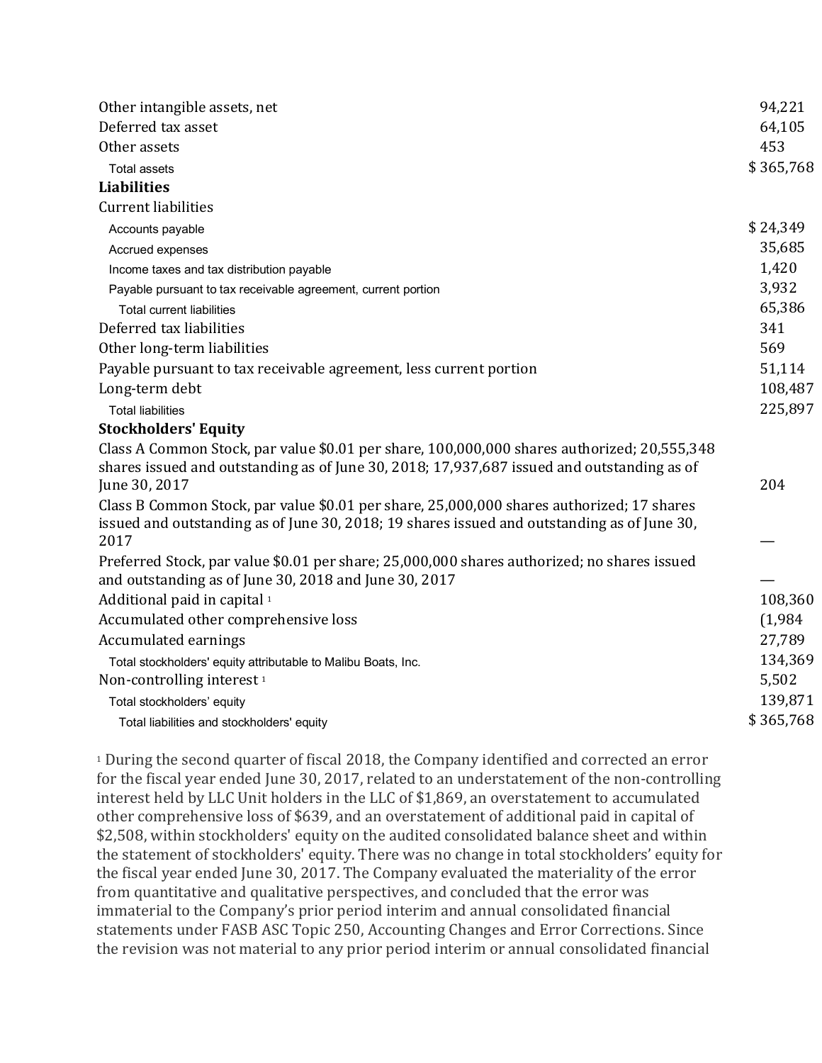| | |
|---|---|
| Other intangible assets, net | 94,221 |
| Deferred tax asset | 64,105 |
| Other assets | 453 |
| Total assets | $ 365,768 |
| **Liabilities** | |
| Current liabilities | |
| Accounts payable | $ 24,349 |
| Accrued expenses | 35,685 |
| Income taxes and tax distribution payable | 1,420 |
| Payable pursuant to tax receivable agreement, current portion | 3,932 |
| Total current liabilities | 65,386 |
| Deferred tax liabilities | 341 |
| Other long-term liabilities | 569 |
| Payable pursuant to tax receivable agreement, less current portion | 51,114 |
| Long-term debt | 108,487 |
| Total liabilities | 225,897 |
| **Stockholders' Equity** | |
| Class A Common Stock, par value $0.01 per share, 100,000,000 shares authorized; 20,555,348 shares issued and outstanding as of June 30, 2018; 17,937,687 issued and outstanding as of June 30, 2017 | 204 |
| Class B Common Stock, par value $0.01 per share, 25,000,000 shares authorized; 17 shares issued and outstanding as of June 30, 2018; 19 shares issued and outstanding as of June 30, 2017 | — |
| Preferred Stock, par value $0.01 per share; 25,000,000 shares authorized; no shares issued and outstanding as of June 30, 2018 and June 30, 2017 | — |
| Additional paid in capital [1] | 108,360 |
| Accumulated other comprehensive loss | (1,984 |
| Accumulated earnings | 27,789 |
| Total stockholders' equity attributable to Malibu Boats, Inc. | 134,369 |
| Non-controlling interest [1] | 5,502 |
| Total stockholders' equity | 139,871 |
| Total liabilities and stockholders' equity | $ 365,768 |

[1] During the second quarter of fiscal 2018, the Company identified and corrected an error for the fiscal year ended June 30, 2017, related to an understatement of the non-controlling interest held by LLC Unit holders in the LLC of $1,869, an overstatement to accumulated other comprehensive loss of $639, and an overstatement of additional paid in capital of $2,508, within stockholders' equity on the audited consolidated balance sheet and within the statement of stockholders' equity. There was no change in total stockholders' equity for the fiscal year ended June 30, 2017. The Company evaluated the materiality of the error from quantitative and qualitative perspectives, and concluded that the error was immaterial to the Company's prior period interim and annual consolidated financial statements under FASB ASC Topic 250, Accounting Changes and Error Corrections. Since the revision was not material to any prior period interim or annual consolidated financial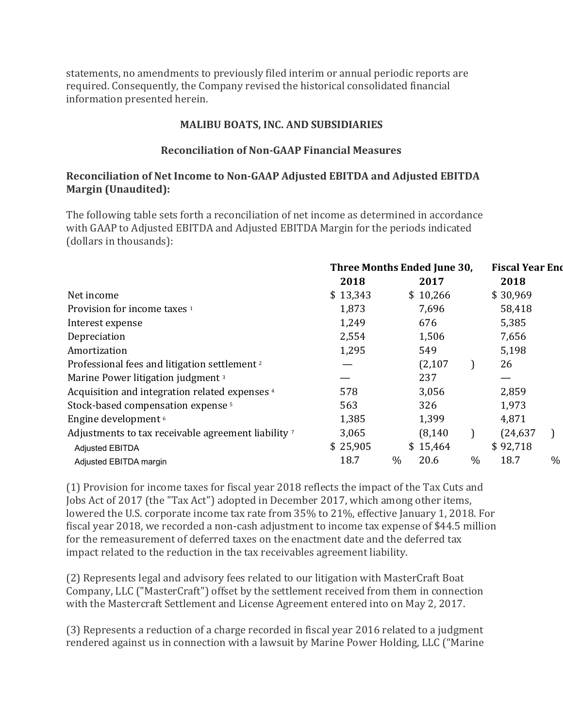statements, no amendments to previously filed interim or annual periodic reports are required. Consequently, the Company revised the historical consolidated financial information presented herein.

**MALIBU BOATS, INC. AND SUBSIDIARIES**

**Reconciliation of Non-GAAP Financial Measures**

**Reconciliation of Net Income to Non-GAAP Adjusted EBITDA and Adjusted EBITDA Margin (Unaudited):**

The following table sets forth a reconciliation of net income as determined in accordance with GAAP to Adjusted EBITDA and Adjusted EBITDA Margin for the periods indicated (dollars in thousands):

| | Three Months Ended June 30, | | Fiscal Year End |
|---|---|---|---|
| | 2018 | 2017 | 2018 |
| Net income | $ 13,343 | $ 10,266 | $ 30,969 |
| Provision for income taxes [1] | 1,873 | 7,696 | 58,418 |
| Interest expense | 1,249 | 676 | 5,385 |
| Depreciation | 2,554 | 1,506 | 7,656 |
| Amortization | 1,295 | 549 | 5,198 |
| Professional fees and litigation settlement [2] | — | (2,107) | 26 |
| Marine Power litigation judgment [3] | — | 237 | — |
| Acquisition and integration related expenses [4] | 578 | 3,056 | 2,859 |
| Stock-based compensation expense [5] | 563 | 326 | 1,973 |
| Engine development [6] | 1,385 | 1,399 | 4,871 |
| Adjustments to tax receivable agreement liability [7] | 3,065 | (8,140) | (24,637) |
| Adjusted EBITDA | $ 25,905 | $ 15,464 | $ 92,718 |
| Adjusted EBITDA margin | 18.7 % | 20.6 % | 18.7 % |

(1) Provision for income taxes for fiscal year 2018 reflects the impact of the Tax Cuts and Jobs Act of 2017 (the "Tax Act") adopted in December 2017, which among other items, lowered the U.S. corporate income tax rate from 35% to 21%, effective January 1, 2018. For fiscal year 2018, we recorded a non-cash adjustment to income tax expense of $44.5 million for the remeasurement of deferred taxes on the enactment date and the deferred tax impact related to the reduction in the tax receivables agreement liability.

(2) Represents legal and advisory fees related to our litigation with MasterCraft Boat Company, LLC ("MasterCraft") offset by the settlement received from them in connection with the Mastercraft Settlement and License Agreement entered into on May 2, 2017.

(3) Represents a reduction of a charge recorded in fiscal year 2016 related to a judgment rendered against us in connection with a lawsuit by Marine Power Holding, LLC ("Marine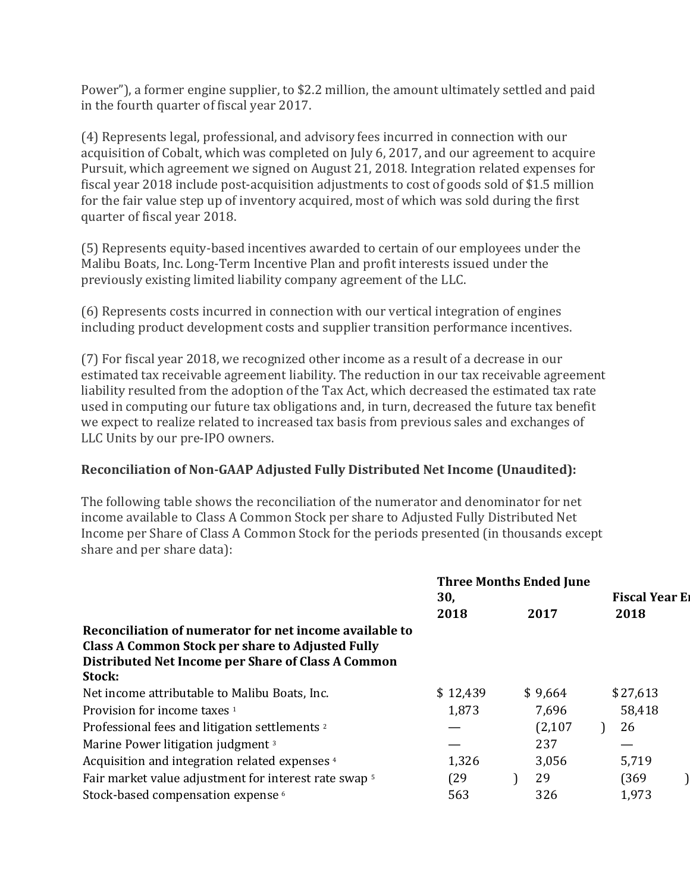Power"), a former engine supplier, to $2.2 million, the amount ultimately settled and paid in the fourth quarter of fiscal year 2017.

(4) Represents legal, professional, and advisory fees incurred in connection with our acquisition of Cobalt, which was completed on July 6, 2017, and our agreement to acquire Pursuit, which agreement we signed on August 21, 2018. Integration related expenses for fiscal year 2018 include post-acquisition adjustments to cost of goods sold of $1.5 million for the fair value step up of inventory acquired, most of which was sold during the first quarter of fiscal year 2018.

(5) Represents equity-based incentives awarded to certain of our employees under the Malibu Boats, Inc. Long-Term Incentive Plan and profit interests issued under the previously existing limited liability company agreement of the LLC.

(6) Represents costs incurred in connection with our vertical integration of engines including product development costs and supplier transition performance incentives.

(7) For fiscal year 2018, we recognized other income as a result of a decrease in our estimated tax receivable agreement liability. The reduction in our tax receivable agreement liability resulted from the adoption of the Tax Act, which decreased the estimated tax rate used in computing our future tax obligations and, in turn, decreased the future tax benefit we expect to realize related to increased tax basis from previous sales and exchanges of LLC Units by our pre-IPO owners.

**Reconciliation of Non-GAAP Adjusted Fully Distributed Net Income (Unaudited):**

The following table shows the reconciliation of the numerator and denominator for net income available to Class A Common Stock per share to Adjusted Fully Distributed Net Income per Share of Class A Common Stock for the periods presented (in thousands except share and per share data):

| | Three Months Ended June 30, | | Fiscal Year E |
|---|---|---|---|
| | 2018 | 2017 | 2018 |
| **Reconciliation of numerator for net income available to Class A Common Stock per share to Adjusted Fully Distributed Net Income per Share of Class A Common Stock:** | | | |
| Net income attributable to Malibu Boats, Inc. | $ 12,439 | $ 9,664 | $ 27,613 |
| Provision for income taxes [1] | 1,873 | 7,696 | 58,418 |
| Professional fees and litigation settlements [2] | — | (2,107) | 26 |
| Marine Power litigation judgment [3] | — | 237 | — |
| Acquisition and integration related expenses [4] | 1,326 | 3,056 | 5,719 |
| Fair market value adjustment for interest rate swap [5] | (29) | 29 | (369) |
| Stock-based compensation expense [6] | 563 | 326 | 1,973 |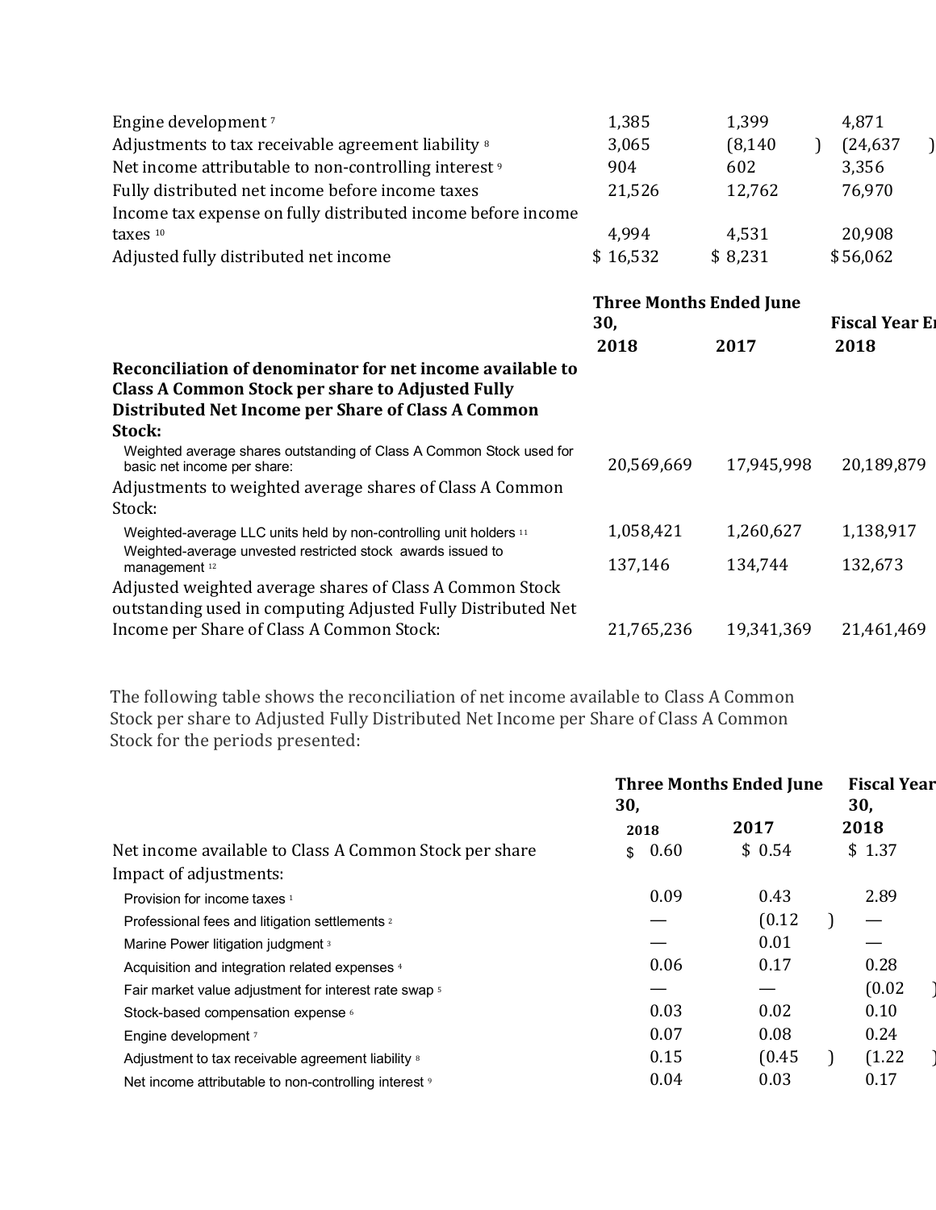| | | | |
|---|---|---|---|
| Engine development [7] | 1,385 | 1,399 | 4,871 |
| Adjustments to tax receivable agreement liability [8] | 3,065 | (8,140) | (24,637) |
| Net income attributable to non-controlling interest [9] | 904 | 602 | 3,356 |
| Fully distributed net income before income taxes | 21,526 | 12,762 | 76,970 |
| Income tax expense on fully distributed income before income taxes [10] | 4,994 | 4,531 | 20,908 |
| Adjusted fully distributed net income | $ 16,532 | $ 8,231 | $56,062 |

| | Three Months Ended June 30, | | Fiscal Year Ended |
|---|---|---|---|
| | 2018 | 2017 | 2018 |
| **Reconciliation of denominator for net income available to Class A Common Stock per share to Adjusted Fully Distributed Net Income per Share of Class A Common Stock:** | | | |
| Weighted average shares outstanding of Class A Common Stock used for basic net income per share: | 20,569,669 | 17,945,998 | 20,189,879 |
| Adjustments to weighted average shares of Class A Common Stock: | | | |
| Weighted-average LLC units held by non-controlling unit holders [11] | 1,058,421 | 1,260,627 | 1,138,917 |
| Weighted-average unvested restricted stock awards issued to management [12] | 137,146 | 134,744 | 132,673 |
| Adjusted weighted average shares of Class A Common Stock outstanding used in computing Adjusted Fully Distributed Net Income per Share of Class A Common Stock: | 21,765,236 | 19,341,369 | 21,461,469 |

The following table shows the reconciliation of net income available to Class A Common Stock per share to Adjusted Fully Distributed Net Income per Share of Class A Common Stock for the periods presented:

| | Three Months Ended June 30, | | Fiscal Year 30, |
|---|---|---|---|
| | 2018 | 2017 | 2018 |
| Net income available to Class A Common Stock per share | $ 0.60 | $ 0.54 | $ 1.37 |
| Impact of adjustments: | | | |
| Provision for income taxes [1] | 0.09 | 0.43 | 2.89 |
| Professional fees and litigation settlements [2] | — | (0.12) | — |
| Marine Power litigation judgment [3] | — | 0.01 | — |
| Acquisition and integration related expenses [4] | 0.06 | 0.17 | 0.28 |
| Fair market value adjustment for interest rate swap [5] | — | — | (0.02) |
| Stock-based compensation expense [6] | 0.03 | 0.02 | 0.10 |
| Engine development [7] | 0.07 | 0.08 | 0.24 |
| Adjustment to tax receivable agreement liability [8] | 0.15 | (0.45) | (1.22) |
| Net income attributable to non-controlling interest [9] | 0.04 | 0.03 | 0.17 |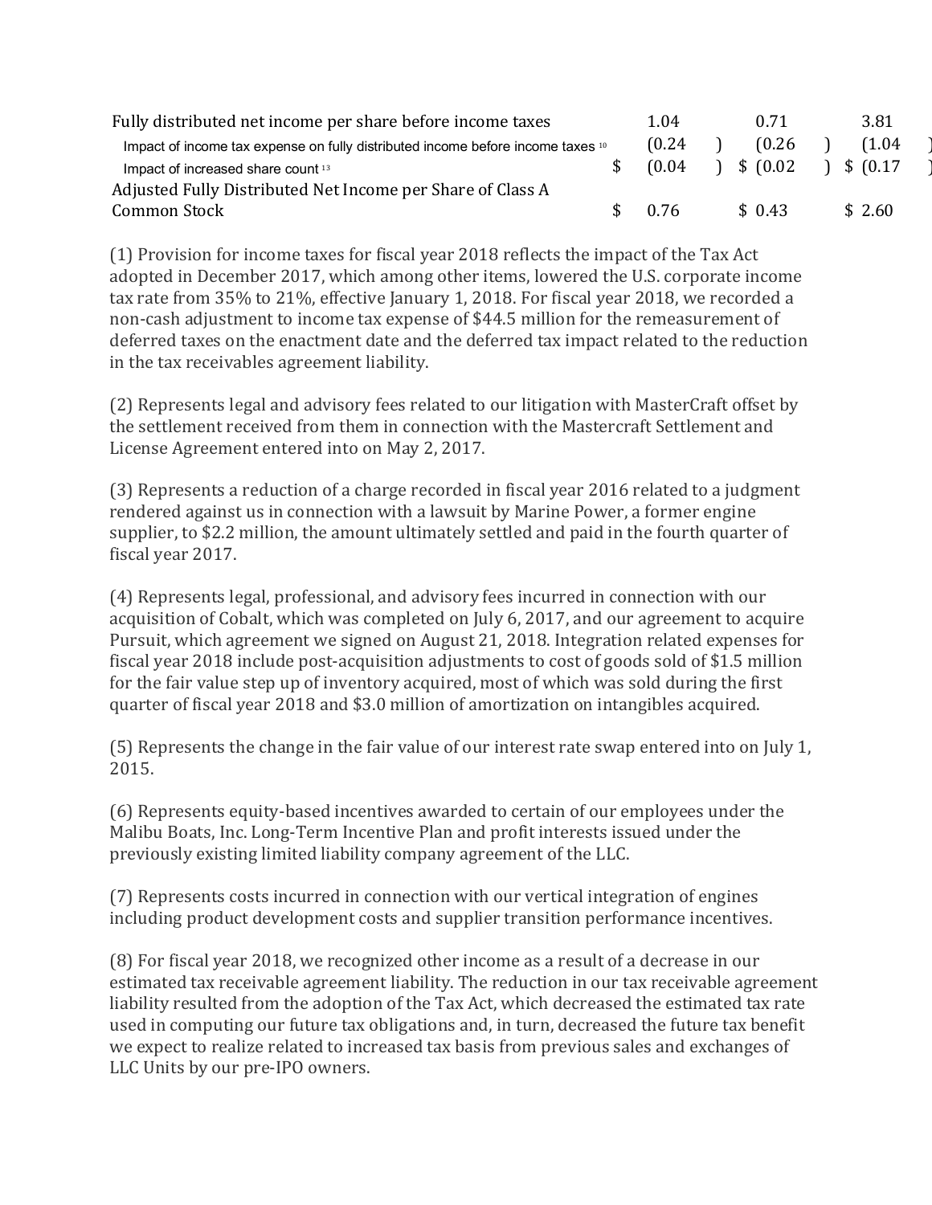| | | | |
|---|---|---|---|
| Fully distributed net income per share before income taxes | 1.04 | 0.71 | 3.81 |
| Impact of income tax expense on fully distributed income before income taxes [10] | (0.24 ) | (0.26 ) | (1.04 ) |
| Impact of increased share count [13] | $ (0.04 ) | $ (0.02 ) | $ (0.17 ) |
| Adjusted Fully Distributed Net Income per Share of Class A Common Stock | $ 0.76 | $ 0.43 | $ 2.60 |

(1) Provision for income taxes for fiscal year 2018 reflects the impact of the Tax Act adopted in December 2017, which among other items, lowered the U.S. corporate income tax rate from 35% to 21%, effective January 1, 2018. For fiscal year 2018, we recorded a non-cash adjustment to income tax expense of $44.5 million for the remeasurement of deferred taxes on the enactment date and the deferred tax impact related to the reduction in the tax receivables agreement liability.

(2) Represents legal and advisory fees related to our litigation with MasterCraft offset by the settlement received from them in connection with the Mastercraft Settlement and License Agreement entered into on May 2, 2017.

(3) Represents a reduction of a charge recorded in fiscal year 2016 related to a judgment rendered against us in connection with a lawsuit by Marine Power, a former engine supplier, to $2.2 million, the amount ultimately settled and paid in the fourth quarter of fiscal year 2017.

(4) Represents legal, professional, and advisory fees incurred in connection with our acquisition of Cobalt, which was completed on July 6, 2017, and our agreement to acquire Pursuit, which agreement we signed on August 21, 2018. Integration related expenses for fiscal year 2018 include post-acquisition adjustments to cost of goods sold of $1.5 million for the fair value step up of inventory acquired, most of which was sold during the first quarter of fiscal year 2018 and $3.0 million of amortization on intangibles acquired.

(5) Represents the change in the fair value of our interest rate swap entered into on July 1, 2015.

(6) Represents equity-based incentives awarded to certain of our employees under the Malibu Boats, Inc. Long-Term Incentive Plan and profit interests issued under the previously existing limited liability company agreement of the LLC.

(7) Represents costs incurred in connection with our vertical integration of engines including product development costs and supplier transition performance incentives.

(8) For fiscal year 2018, we recognized other income as a result of a decrease in our estimated tax receivable agreement liability. The reduction in our tax receivable agreement liability resulted from the adoption of the Tax Act, which decreased the estimated tax rate used in computing our future tax obligations and, in turn, decreased the future tax benefit we expect to realize related to increased tax basis from previous sales and exchanges of LLC Units by our pre-IPO owners.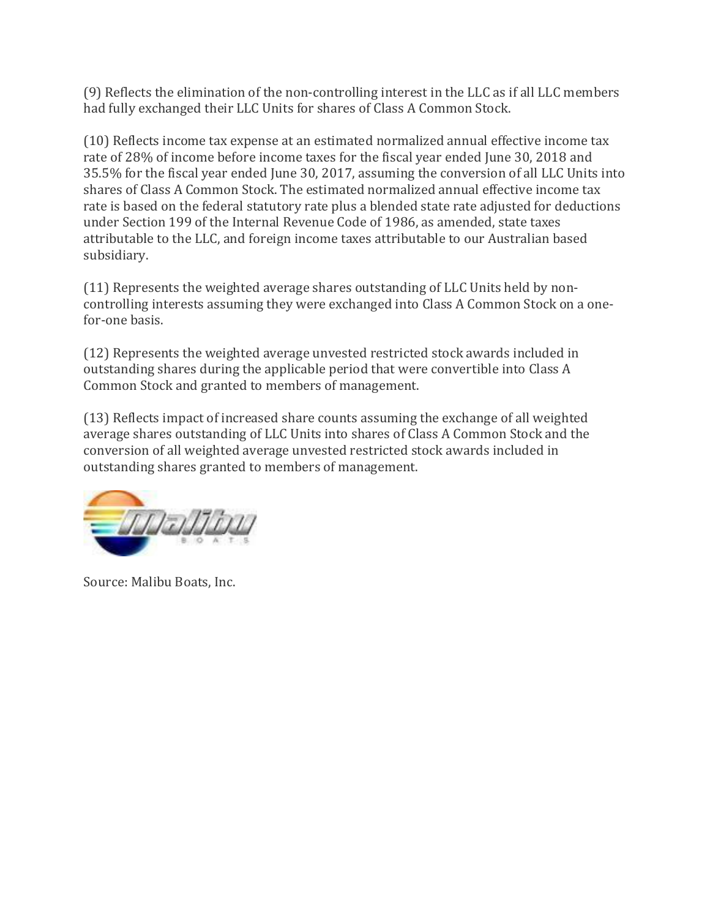(9) Reflects the elimination of the non-controlling interest in the LLC as if all LLC members had fully exchanged their LLC Units for shares of Class A Common Stock.

(10) Reflects income tax expense at an estimated normalized annual effective income tax rate of 28% of income before income taxes for the fiscal year ended June 30, 2018 and 35.5% for the fiscal year ended June 30, 2017, assuming the conversion of all LLC Units into shares of Class A Common Stock. The estimated normalized annual effective income tax rate is based on the federal statutory rate plus a blended state rate adjusted for deductions under Section 199 of the Internal Revenue Code of 1986, as amended, state taxes attributable to the LLC, and foreign income taxes attributable to our Australian based subsidiary.

(11) Represents the weighted average shares outstanding of LLC Units held by non-controlling interests assuming they were exchanged into Class A Common Stock on a one-for-one basis.

(12) Represents the weighted average unvested restricted stock awards included in outstanding shares during the applicable period that were convertible into Class A Common Stock and granted to members of management.

(13) Reflects impact of increased share counts assuming the exchange of all weighted average shares outstanding of LLC Units into shares of Class A Common Stock and the conversion of all weighted average unvested restricted stock awards included in outstanding shares granted to members of management.

Source: Malibu Boats, Inc.